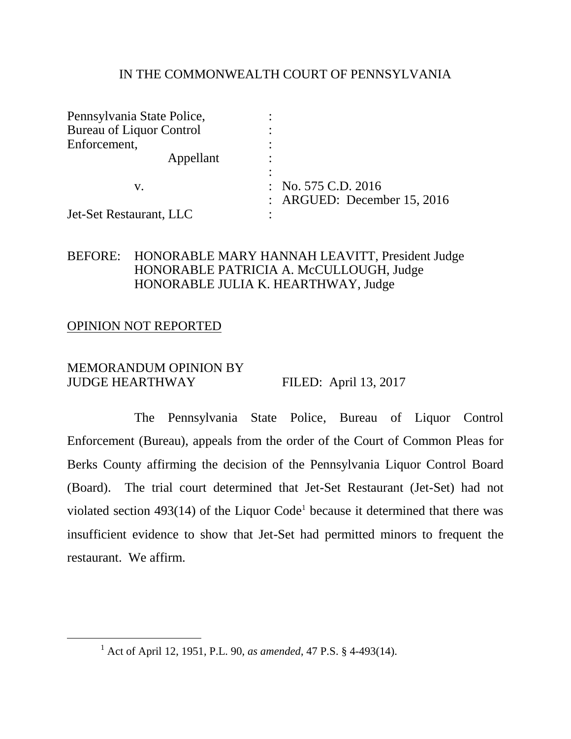IN THE COMMONWEALTH COURT OF PENNSYLVANIA

| | | |
|---|---|---|
| Pennsylvania State Police, Bureau of Liquor Control Enforcement, | : | |
| Appellant | : | |
| | : | |
| v. | : | No. 575 C.D. 2016 |
| | : | ARGUED: December 15, 2016 |
| Jet-Set Restaurant, LLC | : | |

BEFORE: HONORABLE MARY HANNAH LEAVITT, President Judge
HONORABLE PATRICIA A. McCULLOUGH, Judge
HONORABLE JULIA K. HEARTHWAY, Judge

OPINION NOT REPORTED

MEMORANDUM OPINION BY
JUDGE HEARTHWAY FILED: April 13, 2017

The Pennsylvania State Police, Bureau of Liquor Control Enforcement (Bureau), appeals from the order of the Court of Common Pleas for Berks County affirming the decision of the Pennsylvania Liquor Control Board (Board). The trial court determined that Jet-Set Restaurant (Jet-Set) had not violated section 493(14) of the Liquor Code[1] because it determined that there was insufficient evidence to show that Jet-Set had permitted minors to frequent the restaurant. We affirm.

---

[1] Act of April 12, 1951, P.L. 90, *as amended*, 47 P.S. § 4-493(14).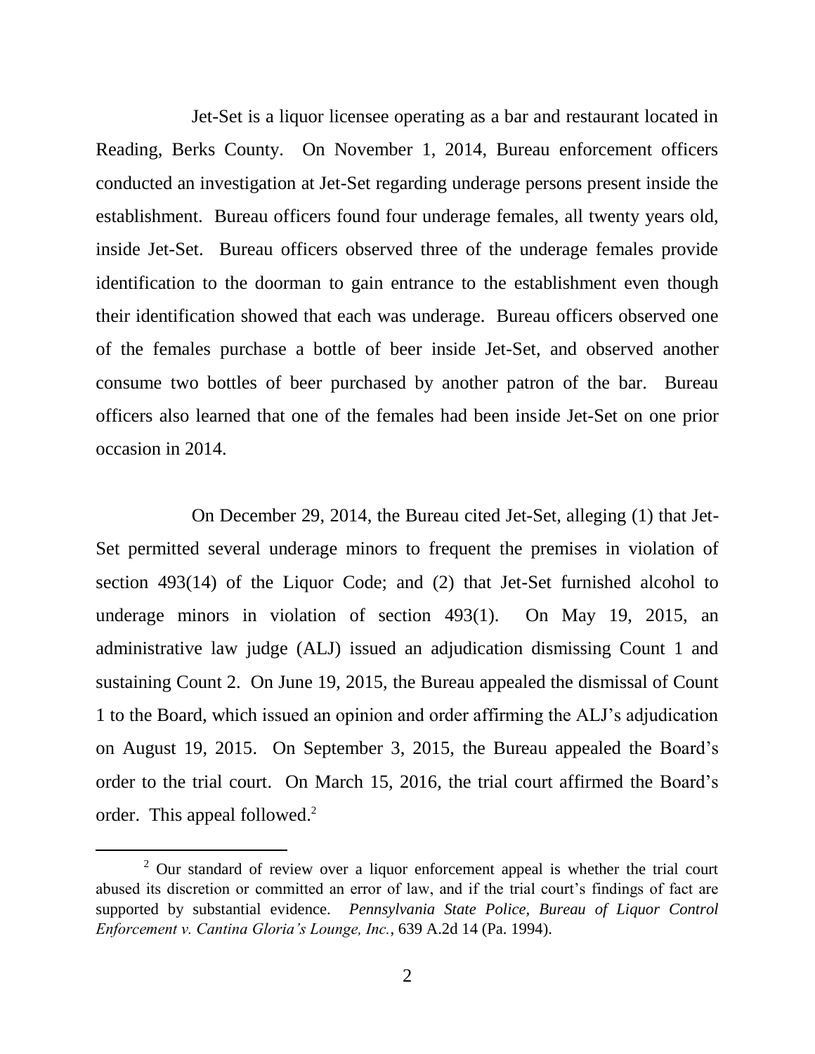Jet-Set is a liquor licensee operating as a bar and restaurant located in Reading, Berks County. On November 1, 2014, Bureau enforcement officers conducted an investigation at Jet-Set regarding underage persons present inside the establishment. Bureau officers found four underage females, all twenty years old, inside Jet-Set. Bureau officers observed three of the underage females provide identification to the doorman to gain entrance to the establishment even though their identification showed that each was underage. Bureau officers observed one of the females purchase a bottle of beer inside Jet-Set, and observed another consume two bottles of beer purchased by another patron of the bar. Bureau officers also learned that one of the females had been inside Jet-Set on one prior occasion in 2014.

On December 29, 2014, the Bureau cited Jet-Set, alleging (1) that Jet-Set permitted several underage minors to frequent the premises in violation of section 493(14) of the Liquor Code; and (2) that Jet-Set furnished alcohol to underage minors in violation of section 493(1). On May 19, 2015, an administrative law judge (ALJ) issued an adjudication dismissing Count 1 and sustaining Count 2. On June 19, 2015, the Bureau appealed the dismissal of Count 1 to the Board, which issued an opinion and order affirming the ALJ's adjudication on August 19, 2015. On September 3, 2015, the Bureau appealed the Board's order to the trial court. On March 15, 2016, the trial court affirmed the Board's order. This appeal followed.[2]

[2] Our standard of review over a liquor enforcement appeal is whether the trial court abused its discretion or committed an error of law, and if the trial court's findings of fact are supported by substantial evidence. *Pennsylvania State Police, Bureau of Liquor Control Enforcement v. Cantina Gloria's Lounge, Inc.*, 639 A.2d 14 (Pa. 1994).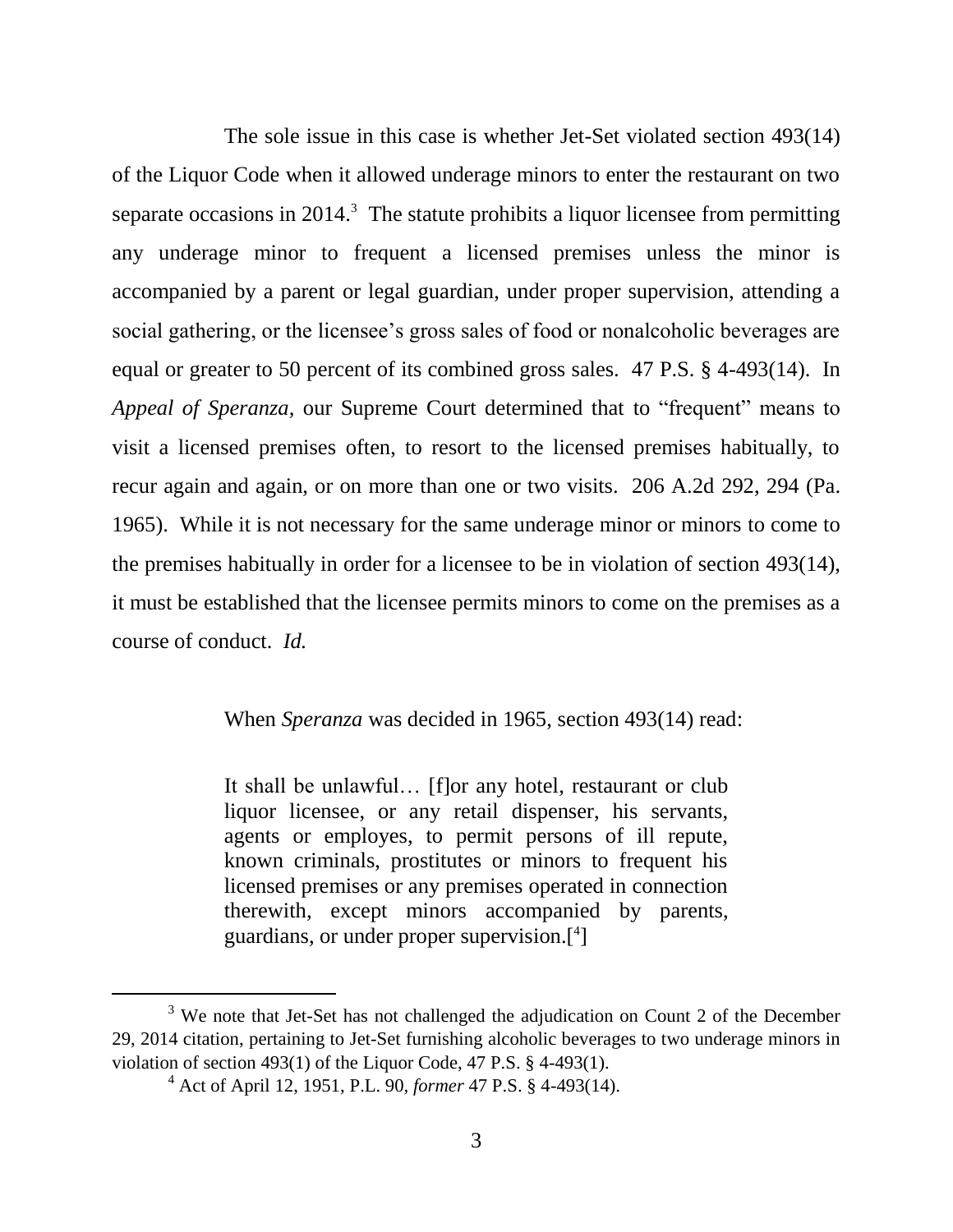The sole issue in this case is whether Jet-Set violated section 493(14) of the Liquor Code when it allowed underage minors to enter the restaurant on two separate occasions in 2014.[3] The statute prohibits a liquor licensee from permitting any underage minor to frequent a licensed premises unless the minor is accompanied by a parent or legal guardian, under proper supervision, attending a social gathering, or the licensee's gross sales of food or nonalcoholic beverages are equal or greater to 50 percent of its combined gross sales. 47 P.S. § 4-493(14). In *Appeal of Speranza,* our Supreme Court determined that to "frequent" means to visit a licensed premises often, to resort to the licensed premises habitually, to recur again and again, or on more than one or two visits. 206 A.2d 292, 294 (Pa. 1965). While it is not necessary for the same underage minor or minors to come to the premises habitually in order for a licensee to be in violation of section 493(14), it must be established that the licensee permits minors to come on the premises as a course of conduct. *Id.*

When *Speranza* was decided in 1965, section 493(14) read:

> It shall be unlawful… [f]or any hotel, restaurant or club liquor licensee, or any retail dispenser, his servants, agents or employes, to permit persons of ill repute, known criminals, prostitutes or minors to frequent his licensed premises or any premises operated in connection therewith, except minors accompanied by parents, guardians, or under proper supervision.[4]

---

[3] We note that Jet-Set has not challenged the adjudication on Count 2 of the December 29, 2014 citation, pertaining to Jet-Set furnishing alcoholic beverages to two underage minors in violation of section 493(1) of the Liquor Code, 47 P.S. § 4-493(1).

[4] Act of April 12, 1951, P.L. 90, *former* 47 P.S. § 4-493(14).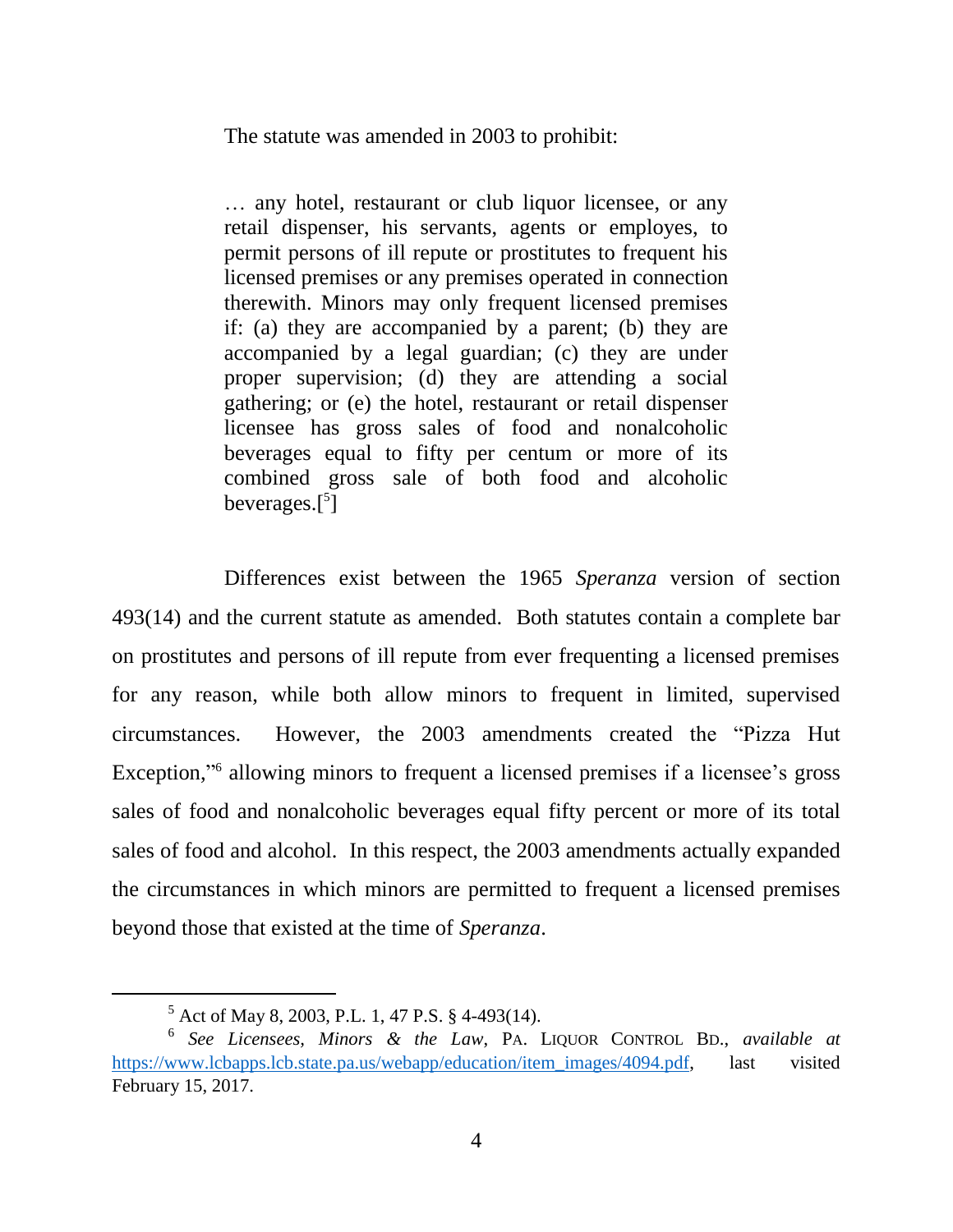The statute was amended in 2003 to prohibit:

> … any hotel, restaurant or club liquor licensee, or any retail dispenser, his servants, agents or employes, to permit persons of ill repute or prostitutes to frequent his licensed premises or any premises operated in connection therewith. Minors may only frequent licensed premises if: (a) they are accompanied by a parent; (b) they are accompanied by a legal guardian; (c) they are under proper supervision; (d) they are attending a social gathering; or (e) the hotel, restaurant or retail dispenser licensee has gross sales of food and nonalcoholic beverages equal to fifty per centum or more of its combined gross sale of both food and alcoholic beverages.[[5]]

Differences exist between the 1965 *Speranza* version of section 493(14) and the current statute as amended. Both statutes contain a complete bar on prostitutes and persons of ill repute from ever frequenting a licensed premises for any reason, while both allow minors to frequent in limited, supervised circumstances. However, the 2003 amendments created the "Pizza Hut Exception,"[6] allowing minors to frequent a licensed premises if a licensee's gross sales of food and nonalcoholic beverages equal fifty percent or more of its total sales of food and alcohol. In this respect, the 2003 amendments actually expanded the circumstances in which minors are permitted to frequent a licensed premises beyond those that existed at the time of *Speranza*.

---

[5] Act of May 8, 2003, P.L. 1, 47 P.S. § 4-493(14).

[6] *See Licensees, Minors & the Law*, PA. LIQUOR CONTROL BD., *available at* https://www.lcbapps.lcb.state.pa.us/webapp/education/item_images/4094.pdf, last visited February 15, 2017.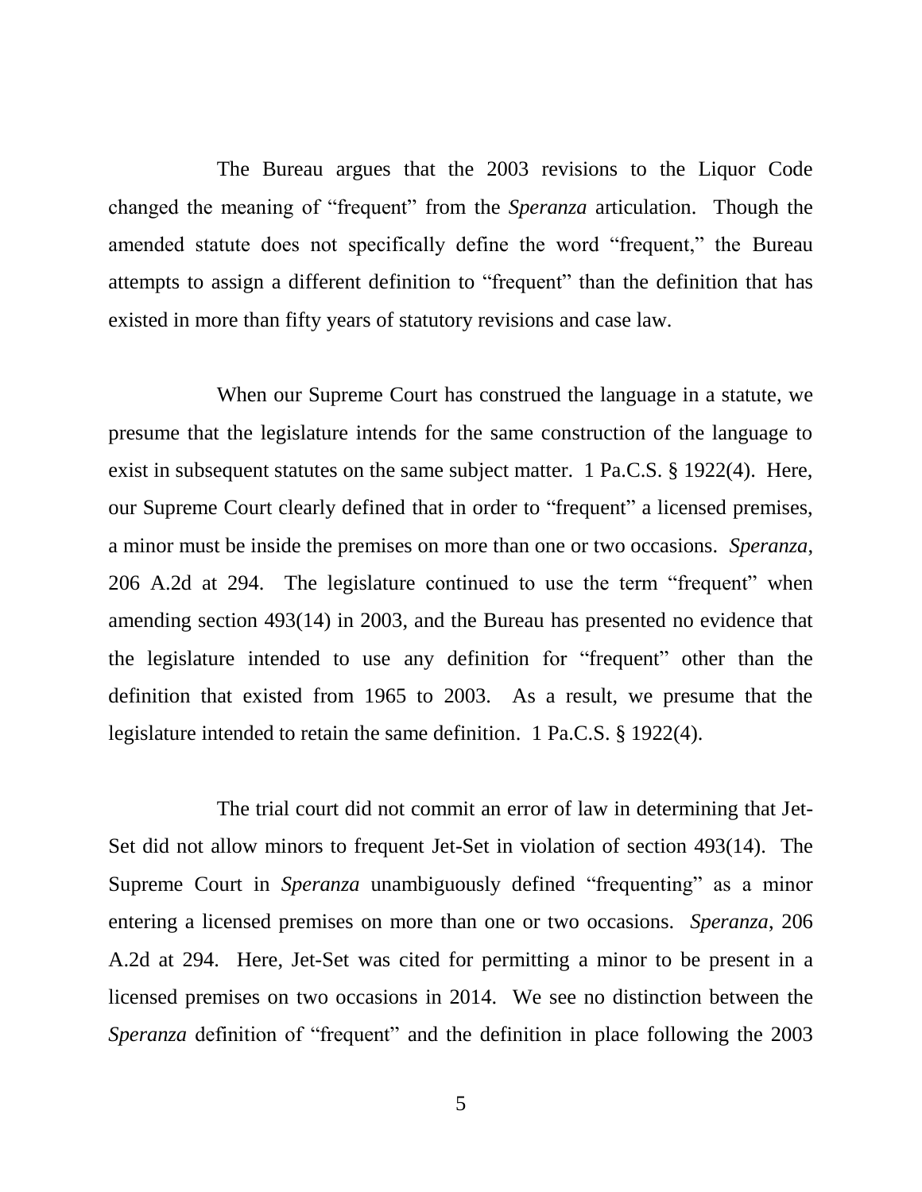The Bureau argues that the 2003 revisions to the Liquor Code changed the meaning of "frequent" from the *Speranza* articulation. Though the amended statute does not specifically define the word "frequent," the Bureau attempts to assign a different definition to "frequent" than the definition that has existed in more than fifty years of statutory revisions and case law.

When our Supreme Court has construed the language in a statute, we presume that the legislature intends for the same construction of the language to exist in subsequent statutes on the same subject matter. 1 Pa.C.S. § 1922(4). Here, our Supreme Court clearly defined that in order to "frequent" a licensed premises, a minor must be inside the premises on more than one or two occasions. *Speranza*, 206 A.2d at 294. The legislature continued to use the term "frequent" when amending section 493(14) in 2003, and the Bureau has presented no evidence that the legislature intended to use any definition for "frequent" other than the definition that existed from 1965 to 2003. As a result, we presume that the legislature intended to retain the same definition. 1 Pa.C.S. § 1922(4).

The trial court did not commit an error of law in determining that Jet-Set did not allow minors to frequent Jet-Set in violation of section 493(14). The Supreme Court in *Speranza* unambiguously defined "frequenting" as a minor entering a licensed premises on more than one or two occasions. *Speranza*, 206 A.2d at 294. Here, Jet-Set was cited for permitting a minor to be present in a licensed premises on two occasions in 2014. We see no distinction between the *Speranza* definition of "frequent" and the definition in place following the 2003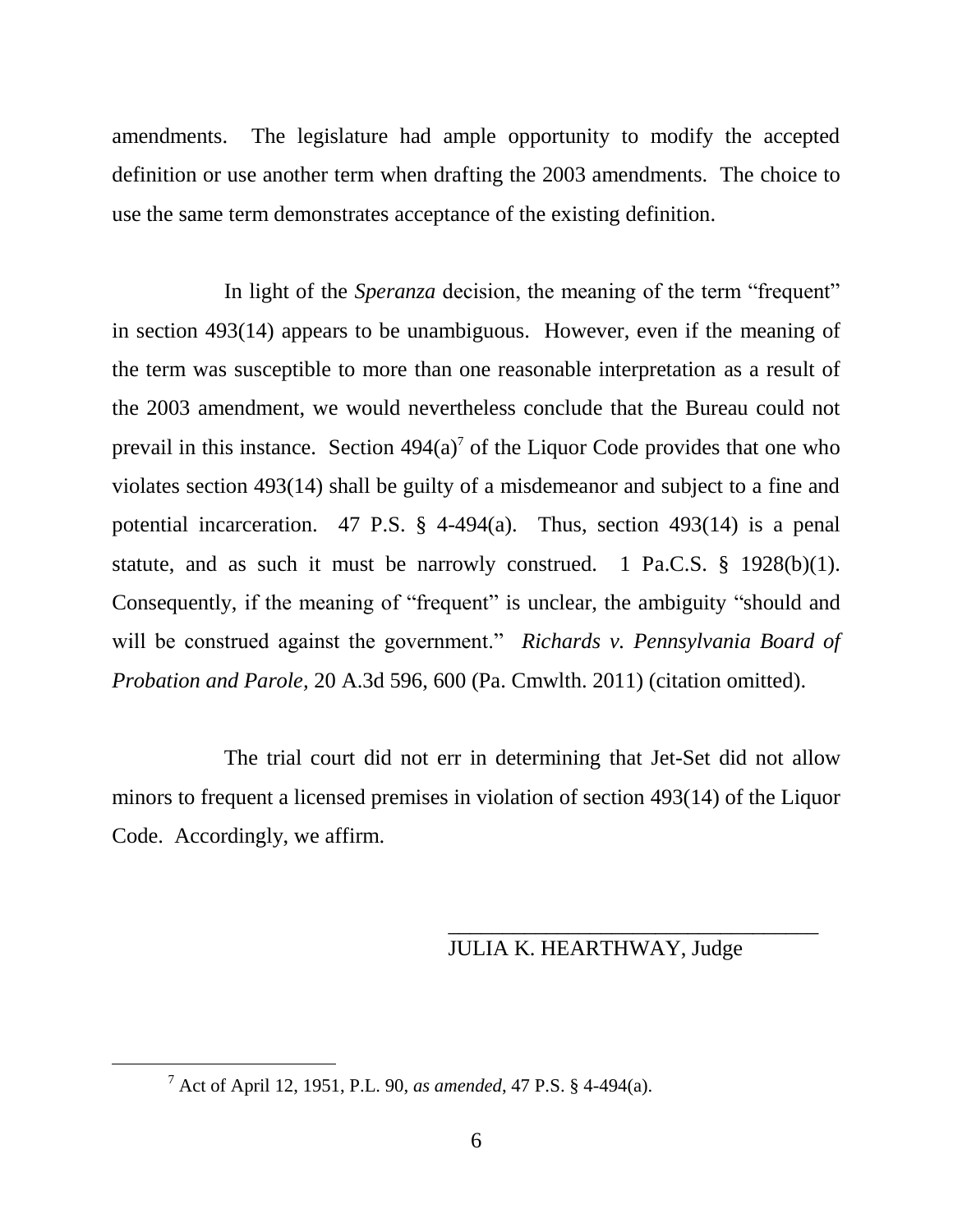amendments. The legislature had ample opportunity to modify the accepted definition or use another term when drafting the 2003 amendments. The choice to use the same term demonstrates acceptance of the existing definition.

In light of the *Speranza* decision, the meaning of the term "frequent" in section 493(14) appears to be unambiguous. However, even if the meaning of the term was susceptible to more than one reasonable interpretation as a result of the 2003 amendment, we would nevertheless conclude that the Bureau could not prevail in this instance. Section 494(a)[7] of the Liquor Code provides that one who violates section 493(14) shall be guilty of a misdemeanor and subject to a fine and potential incarceration. 47 P.S. § 4-494(a). Thus, section 493(14) is a penal statute, and as such it must be narrowly construed. 1 Pa.C.S. § 1928(b)(1). Consequently, if the meaning of "frequent" is unclear, the ambiguity "should and will be construed against the government." *Richards v. Pennsylvania Board of Probation and Parole*, 20 A.3d 596, 600 (Pa. Cmwlth. 2011) (citation omitted).

The trial court did not err in determining that Jet-Set did not allow minors to frequent a licensed premises in violation of section 493(14) of the Liquor Code. Accordingly, we affirm.

\_\_\_\_\_\_\_\_\_\_\_\_\_\_\_\_\_\_\_\_\_\_\_\_\_\_\_\_\_\_\_\_\_\_\_\_

JULIA K. HEARTHWAY, Judge

---

[7] Act of April 12, 1951, P.L. 90, *as amended*, 47 P.S. § 4-494(a).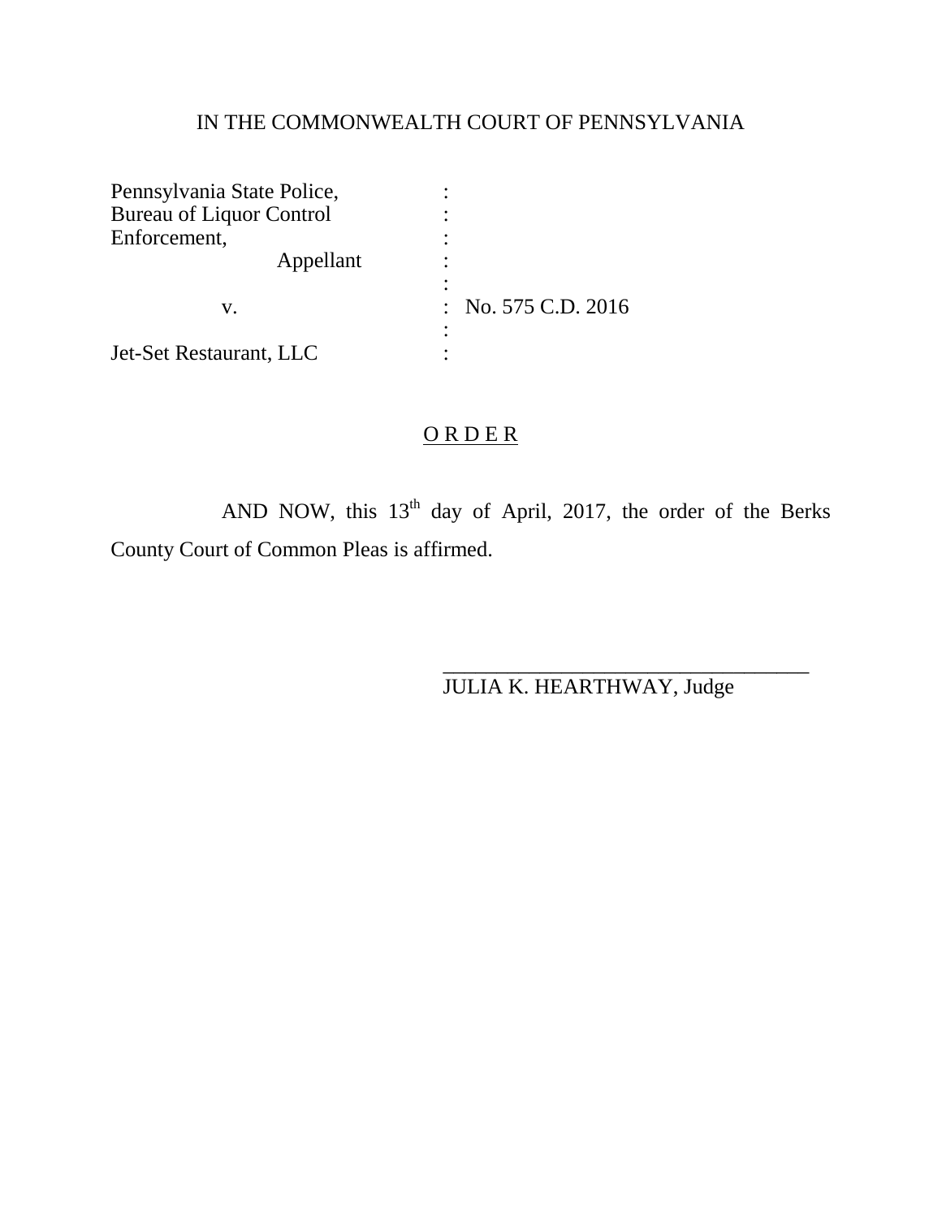IN THE COMMONWEALTH COURT OF PENNSYLVANIA

| | | |
|---|---|---|
| Pennsylvania State Police, | : | |
| Bureau of Liquor Control | : | |
| Enforcement, | : | |
| Appellant | : | |
| | : | |
| v. | : | No. 575 C.D. 2016 |
| | : | |
| Jet-Set Restaurant, LLC | : | |

## O R D E R

AND NOW, this 13th day of April, 2017, the order of the Berks County Court of Common Pleas is affirmed.

\_\_\_\_\_\_\_\_\_\_\_\_\_\_\_\_\_\_\_\_\_\_\_\_\_\_\_\_\_\_\_\_\_\_\_\_
JULIA K. HEARTHWAY, Judge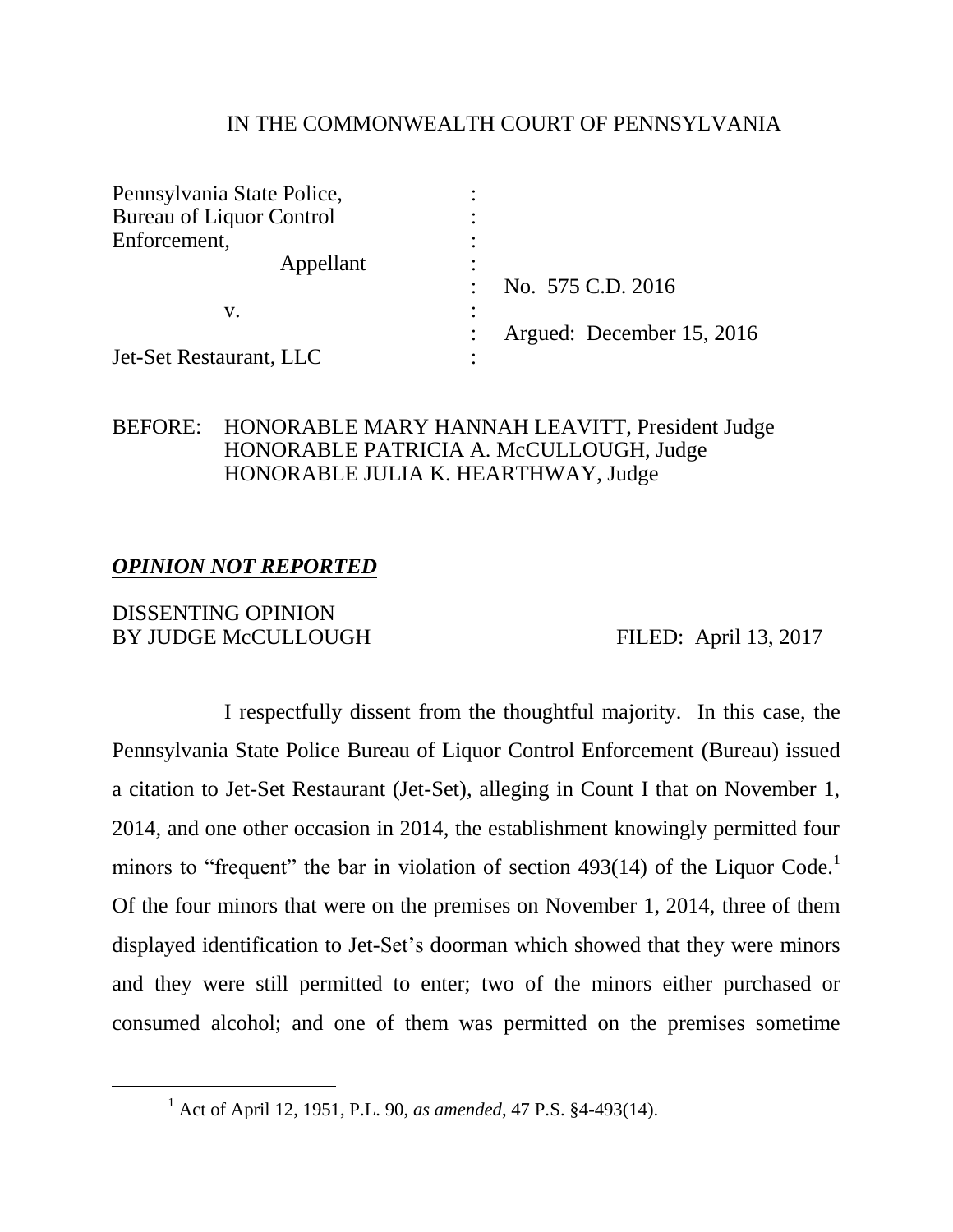IN THE COMMONWEALTH COURT OF PENNSYLVANIA

Pennsylvania State Police, Bureau of Liquor Control Enforcement, Appellant

v.

Jet-Set Restaurant, LLC

No. 575 C.D. 2016

Argued: December 15, 2016

BEFORE: HONORABLE MARY HANNAH LEAVITT, President Judge
HONORABLE PATRICIA A. McCULLOUGH, Judge
HONORABLE JULIA K. HEARTHWAY, Judge

***OPINION NOT REPORTED***

DISSENTING OPINION
BY JUDGE McCULLOUGH FILED: April 13, 2017

I respectfully dissent from the thoughtful majority. In this case, the Pennsylvania State Police Bureau of Liquor Control Enforcement (Bureau) issued a citation to Jet-Set Restaurant (Jet-Set), alleging in Count I that on November 1, 2014, and one other occasion in 2014, the establishment knowingly permitted four minors to "frequent" the bar in violation of section 493(14) of the Liquor Code.[1] Of the four minors that were on the premises on November 1, 2014, three of them displayed identification to Jet-Set's doorman which showed that they were minors and they were still permitted to enter; two of the minors either purchased or consumed alcohol; and one of them was permitted on the premises sometime

[1] Act of April 12, 1951, P.L. 90, *as amended*, 47 P.S. §4-493(14).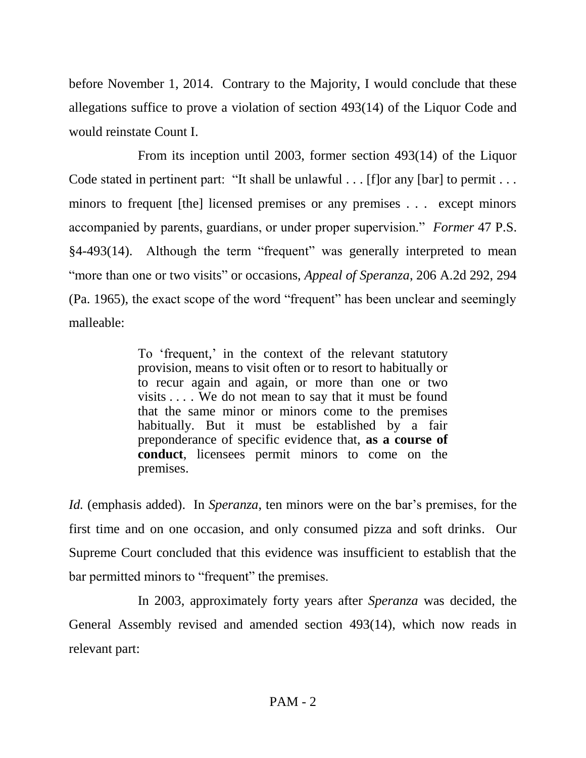before November 1, 2014. Contrary to the Majority, I would conclude that these allegations suffice to prove a violation of section 493(14) of the Liquor Code and would reinstate Count I.

From its inception until 2003, former section 493(14) of the Liquor Code stated in pertinent part: "It shall be unlawful . . . [f]or any [bar] to permit . . . minors to frequent [the] licensed premises or any premises . . . except minors accompanied by parents, guardians, or under proper supervision." *Former* 47 P.S. §4-493(14). Although the term "frequent" was generally interpreted to mean "more than one or two visits" or occasions, *Appeal of Speranza*, 206 A.2d 292, 294 (Pa. 1965), the exact scope of the word "frequent" has been unclear and seemingly malleable:

> To 'frequent,' in the context of the relevant statutory provision, means to visit often or to resort to habitually or to recur again and again, or more than one or two visits . . . . We do not mean to say that it must be found that the same minor or minors come to the premises habitually. But it must be established by a fair preponderance of specific evidence that, **as a course of conduct**, licensees permit minors to come on the premises.

*Id.* (emphasis added). In *Speranza*, ten minors were on the bar's premises, for the first time and on one occasion, and only consumed pizza and soft drinks. Our Supreme Court concluded that this evidence was insufficient to establish that the bar permitted minors to "frequent" the premises.

In 2003, approximately forty years after *Speranza* was decided, the General Assembly revised and amended section 493(14), which now reads in relevant part: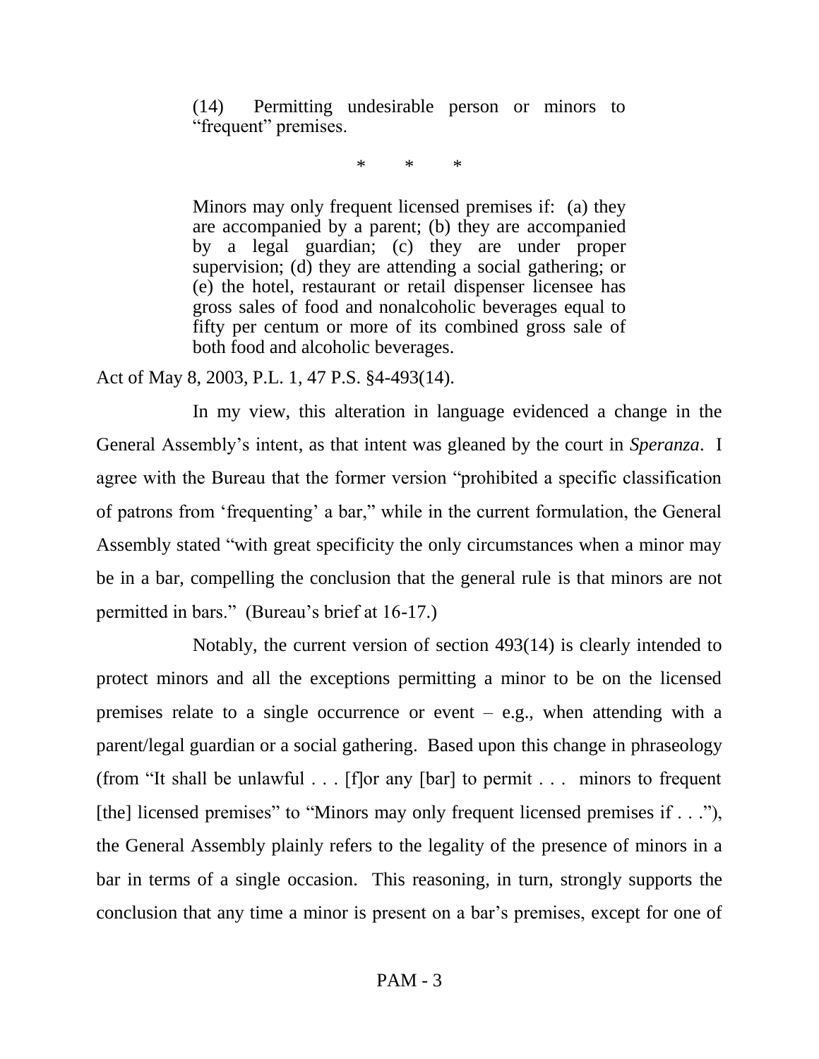> (14) Permitting undesirable person or minors to "frequent" premises.
>
> \* \* \*
>
> Minors may only frequent licensed premises if: (a) they are accompanied by a parent; (b) they are accompanied by a legal guardian; (c) they are under proper supervision; (d) they are attending a social gathering; or (e) the hotel, restaurant or retail dispenser licensee has gross sales of food and nonalcoholic beverages equal to fifty per centum or more of its combined gross sale of both food and alcoholic beverages.

Act of May 8, 2003, P.L. 1, 47 P.S. §4-493(14).

In my view, this alteration in language evidenced a change in the General Assembly's intent, as that intent was gleaned by the court in *Speranza*. I agree with the Bureau that the former version "prohibited a specific classification of patrons from 'frequenting' a bar," while in the current formulation, the General Assembly stated "with great specificity the only circumstances when a minor may be in a bar, compelling the conclusion that the general rule is that minors are not permitted in bars." (Bureau's brief at 16-17.)

Notably, the current version of section 493(14) is clearly intended to protect minors and all the exceptions permitting a minor to be on the licensed premises relate to a single occurrence or event – e.g., when attending with a parent/legal guardian or a social gathering. Based upon this change in phraseology (from "It shall be unlawful . . . [f]or any [bar] to permit . . . minors to frequent [the] licensed premises" to "Minors may only frequent licensed premises if . . ."), the General Assembly plainly refers to the legality of the presence of minors in a bar in terms of a single occasion. This reasoning, in turn, strongly supports the conclusion that any time a minor is present on a bar's premises, except for one of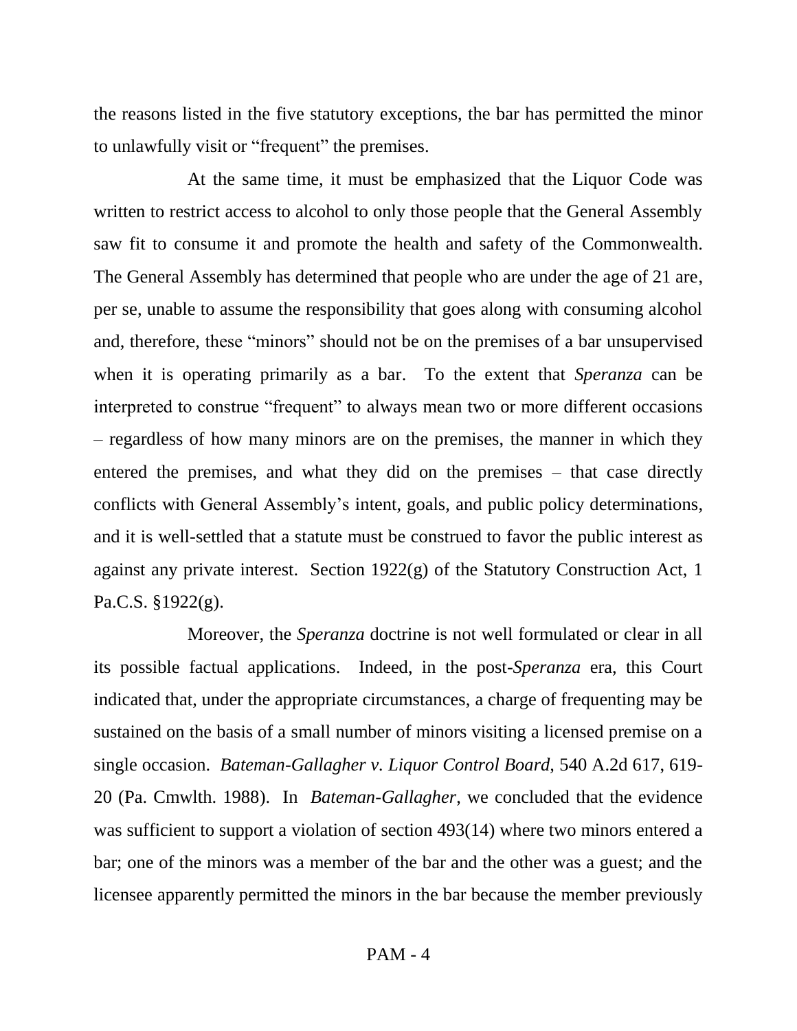the reasons listed in the five statutory exceptions, the bar has permitted the minor to unlawfully visit or "frequent" the premises.

At the same time, it must be emphasized that the Liquor Code was written to restrict access to alcohol to only those people that the General Assembly saw fit to consume it and promote the health and safety of the Commonwealth. The General Assembly has determined that people who are under the age of 21 are, per se, unable to assume the responsibility that goes along with consuming alcohol and, therefore, these "minors" should not be on the premises of a bar unsupervised when it is operating primarily as a bar. To the extent that *Speranza* can be interpreted to construe "frequent" to always mean two or more different occasions – regardless of how many minors are on the premises, the manner in which they entered the premises, and what they did on the premises – that case directly conflicts with General Assembly's intent, goals, and public policy determinations, and it is well-settled that a statute must be construed to favor the public interest as against any private interest. Section 1922(g) of the Statutory Construction Act, 1 Pa.C.S. §1922(g).

Moreover, the *Speranza* doctrine is not well formulated or clear in all its possible factual applications. Indeed, in the post-*Speranza* era, this Court indicated that, under the appropriate circumstances, a charge of frequenting may be sustained on the basis of a small number of minors visiting a licensed premise on a single occasion. *Bateman-Gallagher v. Liquor Control Board*, 540 A.2d 617, 619-20 (Pa. Cmwlth. 1988). In *Bateman-Gallagher*, we concluded that the evidence was sufficient to support a violation of section 493(14) where two minors entered a bar; one of the minors was a member of the bar and the other was a guest; and the licensee apparently permitted the minors in the bar because the member previously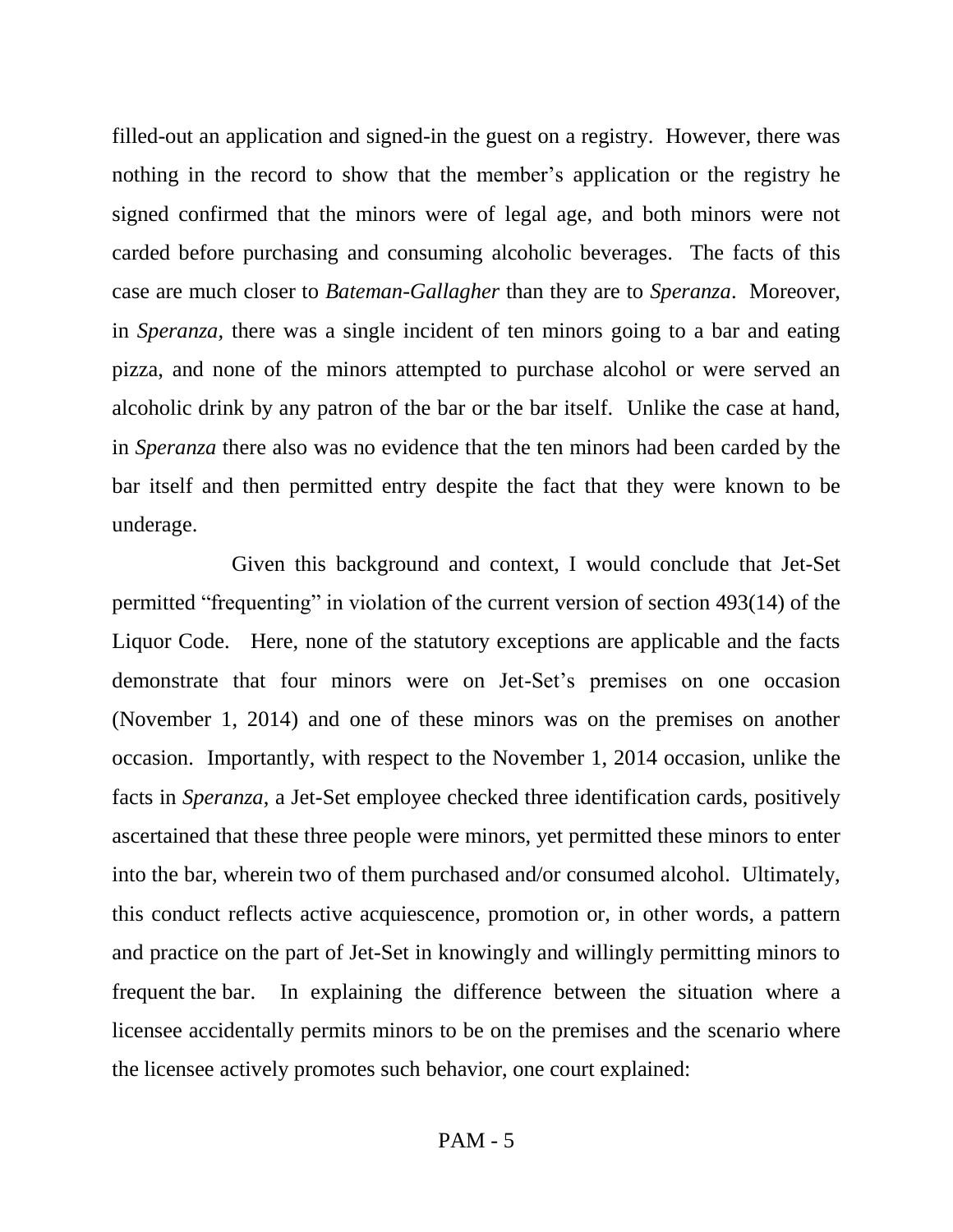filled-out an application and signed-in the guest on a registry. However, there was nothing in the record to show that the member's application or the registry he signed confirmed that the minors were of legal age, and both minors were not carded before purchasing and consuming alcoholic beverages. The facts of this case are much closer to *Bateman-Gallagher* than they are to *Speranza*. Moreover, in *Speranza*, there was a single incident of ten minors going to a bar and eating pizza, and none of the minors attempted to purchase alcohol or were served an alcoholic drink by any patron of the bar or the bar itself. Unlike the case at hand, in *Speranza* there also was no evidence that the ten minors had been carded by the bar itself and then permitted entry despite the fact that they were known to be underage.

Given this background and context, I would conclude that Jet-Set permitted "frequenting" in violation of the current version of section 493(14) of the Liquor Code. Here, none of the statutory exceptions are applicable and the facts demonstrate that four minors were on Jet-Set's premises on one occasion (November 1, 2014) and one of these minors was on the premises on another occasion. Importantly, with respect to the November 1, 2014 occasion, unlike the facts in *Speranza*, a Jet-Set employee checked three identification cards, positively ascertained that these three people were minors, yet permitted these minors to enter into the bar, wherein two of them purchased and/or consumed alcohol. Ultimately, this conduct reflects active acquiescence, promotion or, in other words, a pattern and practice on the part of Jet-Set in knowingly and willingly permitting minors to frequent the bar. In explaining the difference between the situation where a licensee accidentally permits minors to be on the premises and the scenario where the licensee actively promotes such behavior, one court explained: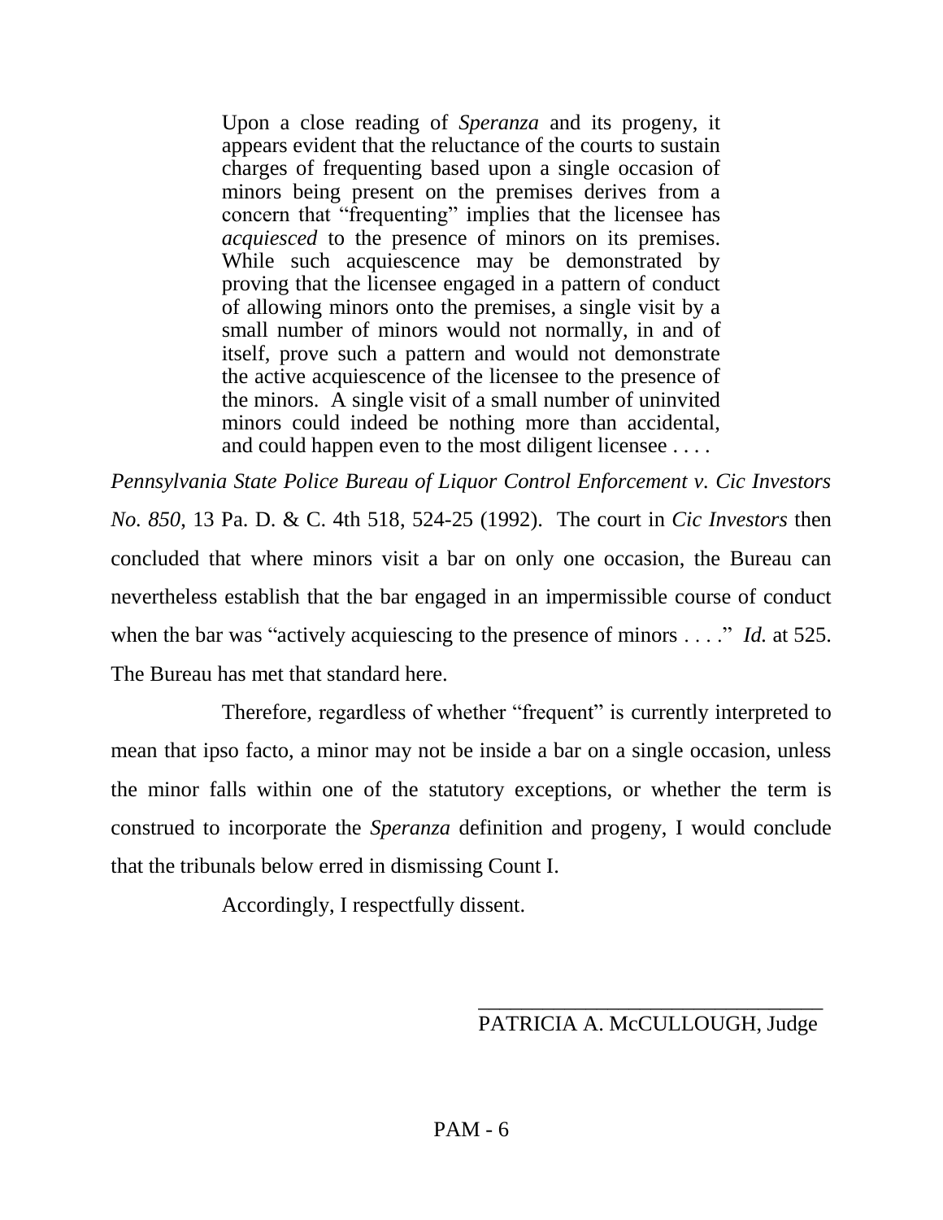> Upon a close reading of *Speranza* and its progeny, it appears evident that the reluctance of the courts to sustain charges of frequenting based upon a single occasion of minors being present on the premises derives from a concern that "frequenting" implies that the licensee has *acquiesced* to the presence of minors on its premises. While such acquiescence may be demonstrated by proving that the licensee engaged in a pattern of conduct of allowing minors onto the premises, a single visit by a small number of minors would not normally, in and of itself, prove such a pattern and would not demonstrate the active acquiescence of the licensee to the presence of the minors. A single visit of a small number of uninvited minors could indeed be nothing more than accidental, and could happen even to the most diligent licensee . . . .

*Pennsylvania State Police Bureau of Liquor Control Enforcement v. Cic Investors No. 850*, 13 Pa. D. & C. 4th 518, 524-25 (1992). The court in *Cic Investors* then concluded that where minors visit a bar on only one occasion, the Bureau can nevertheless establish that the bar engaged in an impermissible course of conduct when the bar was "actively acquiescing to the presence of minors . . . ." *Id.* at 525. The Bureau has met that standard here.

Therefore, regardless of whether "frequent" is currently interpreted to mean that ipso facto, a minor may not be inside a bar on a single occasion, unless the minor falls within one of the statutory exceptions, or whether the term is construed to incorporate the *Speranza* definition and progeny, I would conclude that the tribunals below erred in dismissing Count I.

Accordingly, I respectfully dissent.

\_\_\_\_\_\_\_\_\_\_\_\_\_\_\_\_\_\_\_\_\_\_\_\_\_\_\_\_\_\_\_\_

PATRICIA A. McCULLOUGH, Judge